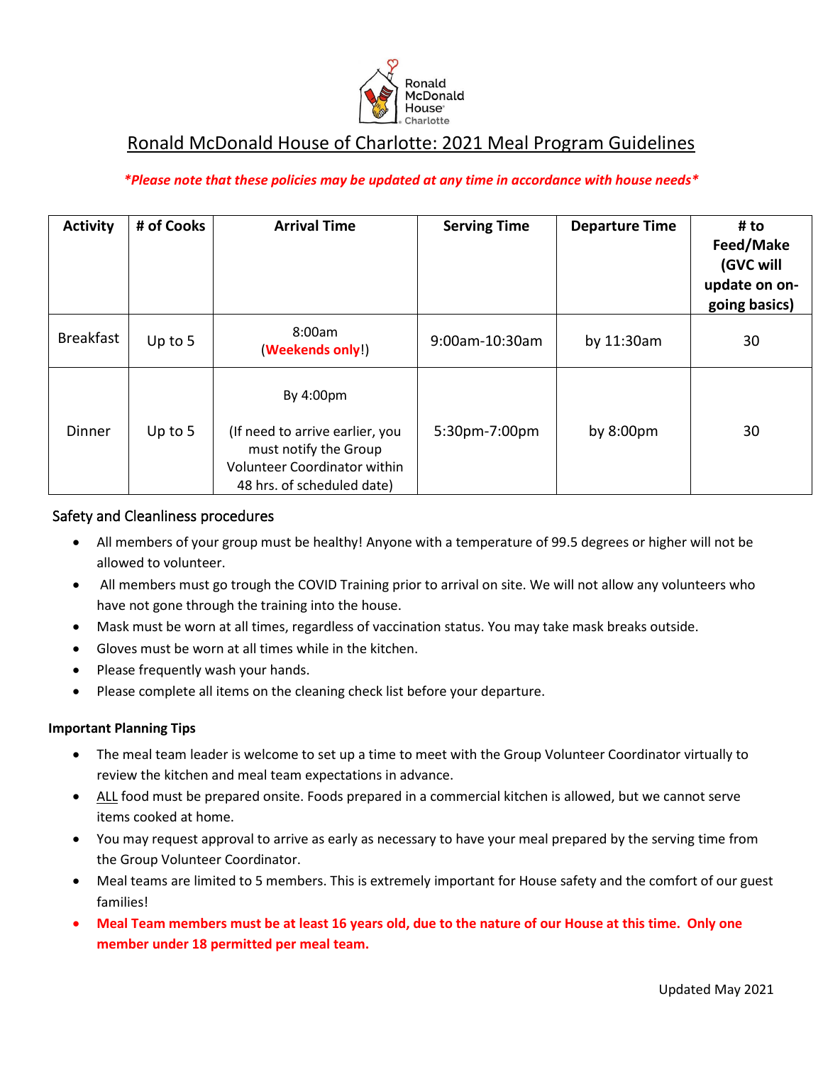Ronald McDonald House Charlotte

# Ronald McDonald House of Charlotte: 2021 Meal Program Guidelines

***\*Please note that these policies may be updated at any time in accordance with house needs\****

| Activity | # of Cooks | Arrival Time | Serving Time | Departure Time | # to Feed/Make (GVC will update on on-going basics) |
|---|---|---|---|---|---|
| Breakfast | Up to 5 | 8:00am (**Weekends only**!) | 9:00am-10:30am | by 11:30am | 30 |
| Dinner | Up to 5 | By 4:00pm<br><br>(If need to arrive earlier, you must notify the Group Volunteer Coordinator within 48 hrs. of scheduled date) | 5:30pm-7:00pm | by 8:00pm | 30 |

## Safety and Cleanliness procedures

- All members of your group must be healthy! Anyone with a temperature of 99.5 degrees or higher will not be allowed to volunteer.
- All members must go trough the COVID Training prior to arrival on site. We will not allow any volunteers who have not gone through the training into the house.
- Mask must be worn at all times, regardless of vaccination status. You may take mask breaks outside.
- Gloves must be worn at all times while in the kitchen.
- Please frequently wash your hands.
- Please complete all items on the cleaning check list before your departure.

**Important Planning Tips**

- The meal team leader is welcome to set up a time to meet with the Group Volunteer Coordinator virtually to review the kitchen and meal team expectations in advance.
- <u>ALL</u> food must be prepared onsite. Foods prepared in a commercial kitchen is allowed, but we cannot serve items cooked at home.
- You may request approval to arrive as early as necessary to have your meal prepared by the serving time from the Group Volunteer Coordinator.
- Meal teams are limited to 5 members. This is extremely important for House safety and the comfort of our guest families!
- **Meal Team members must be at least 16 years old, due to the nature of our House at this time. Only one member under 18 permitted per meal team.**

Updated May 2021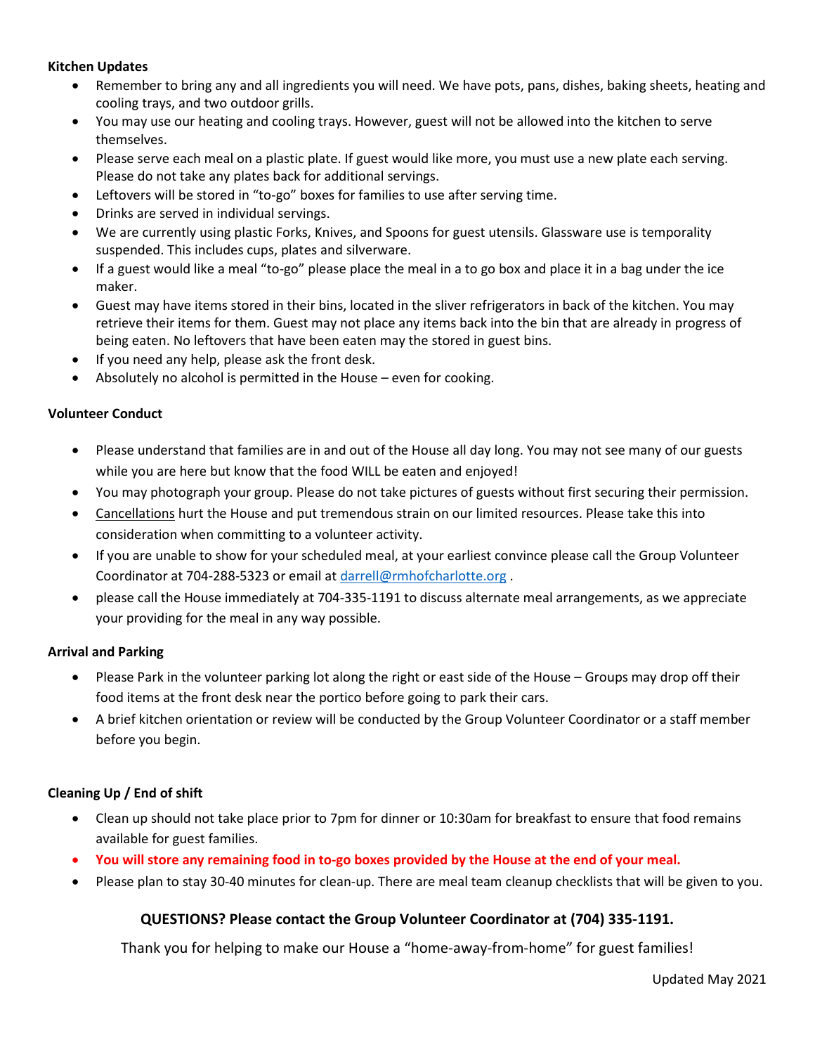**Kitchen Updates**

- Remember to bring any and all ingredients you will need. We have pots, pans, dishes, baking sheets, heating and cooling trays, and two outdoor grills.
- You may use our heating and cooling trays. However, guest will not be allowed into the kitchen to serve themselves.
- Please serve each meal on a plastic plate. If guest would like more, you must use a new plate each serving. Please do not take any plates back for additional servings.
- Leftovers will be stored in "to-go" boxes for families to use after serving time.
- Drinks are served in individual servings.
- We are currently using plastic Forks, Knives, and Spoons for guest utensils. Glassware use is temporality suspended. This includes cups, plates and silverware.
- If a guest would like a meal "to-go" please place the meal in a to go box and place it in a bag under the ice maker.
- Guest may have items stored in their bins, located in the sliver refrigerators in back of the kitchen. You may retrieve their items for them. Guest may not place any items back into the bin that are already in progress of being eaten. No leftovers that have been eaten may the stored in guest bins.
- If you need any help, please ask the front desk.
- Absolutely no alcohol is permitted in the House – even for cooking.

**Volunteer Conduct**

- Please understand that families are in and out of the House all day long. You may not see many of our guests while you are here but know that the food WILL be eaten and enjoyed!
- You may photograph your group. Please do not take pictures of guests without first securing their permission.
- <u>Cancellations</u> hurt the House and put tremendous strain on our limited resources. Please take this into consideration when committing to a volunteer activity.
- If you are unable to show for your scheduled meal, at your earliest convince please call the Group Volunteer Coordinator at 704-288-5323 or email at darrell@rmhofcharlotte.org .
- please call the House immediately at 704-335-1191 to discuss alternate meal arrangements, as we appreciate your providing for the meal in any way possible.

**Arrival and Parking**

- Please Park in the volunteer parking lot along the right or east side of the House – Groups may drop off their food items at the front desk near the portico before going to park their cars.
- A brief kitchen orientation or review will be conducted by the Group Volunteer Coordinator or a staff member before you begin.

**Cleaning Up / End of shift**

- Clean up should not take place prior to 7pm for dinner or 10:30am for breakfast to ensure that food remains available for guest families.
- **You will store any remaining food in to-go boxes provided by the House at the end of your meal.**
- Please plan to stay 30-40 minutes for clean-up. There are meal team cleanup checklists that will be given to you.

**QUESTIONS? Please contact the Group Volunteer Coordinator at (704) 335-1191.**

Thank you for helping to make our House a "home-away-from-home" for guest families!

Updated May 2021